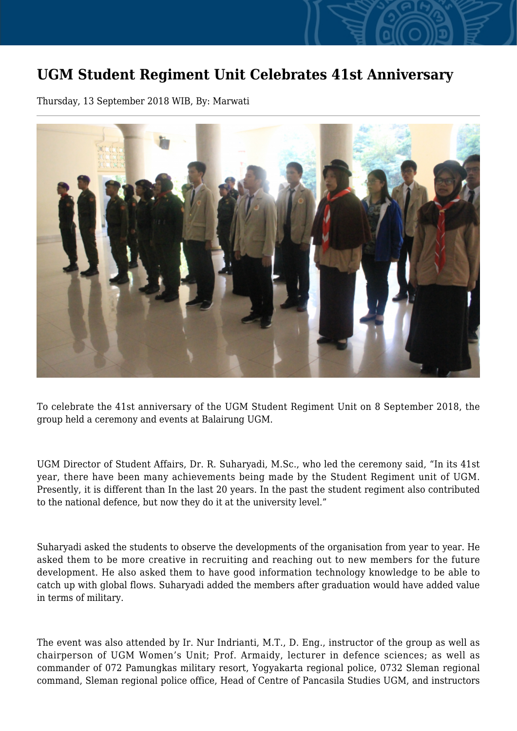# UGM Student Regiment Unit Celebrates 41st Anniversary

Thursday, 13 September 2018 WIB, By: Marwati

To celebrate the 41st anniversary of the UGM Student Regiment Unit on 8 September 2018, the group held a ceremony and events at Balairung UGM.

UGM Director of Student Affairs, Dr. R. Suharyadi, M.Sc., who led the ceremony said, “In its 41st year, there have been many achievements being made by the Student Regiment unit of UGM. Presently, it is different than In the last 20 years. In the past the student regiment also contributed to the national defence, but now they do it at the university level.”

Suharyadi asked the students to observe the developments of the organisation from year to year. He asked them to be more creative in recruiting and reaching out to new members for the future development. He also asked them to have good information technology knowledge to be able to catch up with global flows. Suharyadi added the members after graduation would have added value in terms of military.

The event was also attended by Ir. Nur Indrianti, M.T., D. Eng., instructor of the group as well as chairperson of UGM Women’s Unit; Prof. Armaidy, lecturer in defence sciences; as well as commander of 072 Pamungkas military resort, Yogyakarta regional police, 0732 Sleman regional command, Sleman regional police office, Head of Centre of Pancasila Studies UGM, and instructors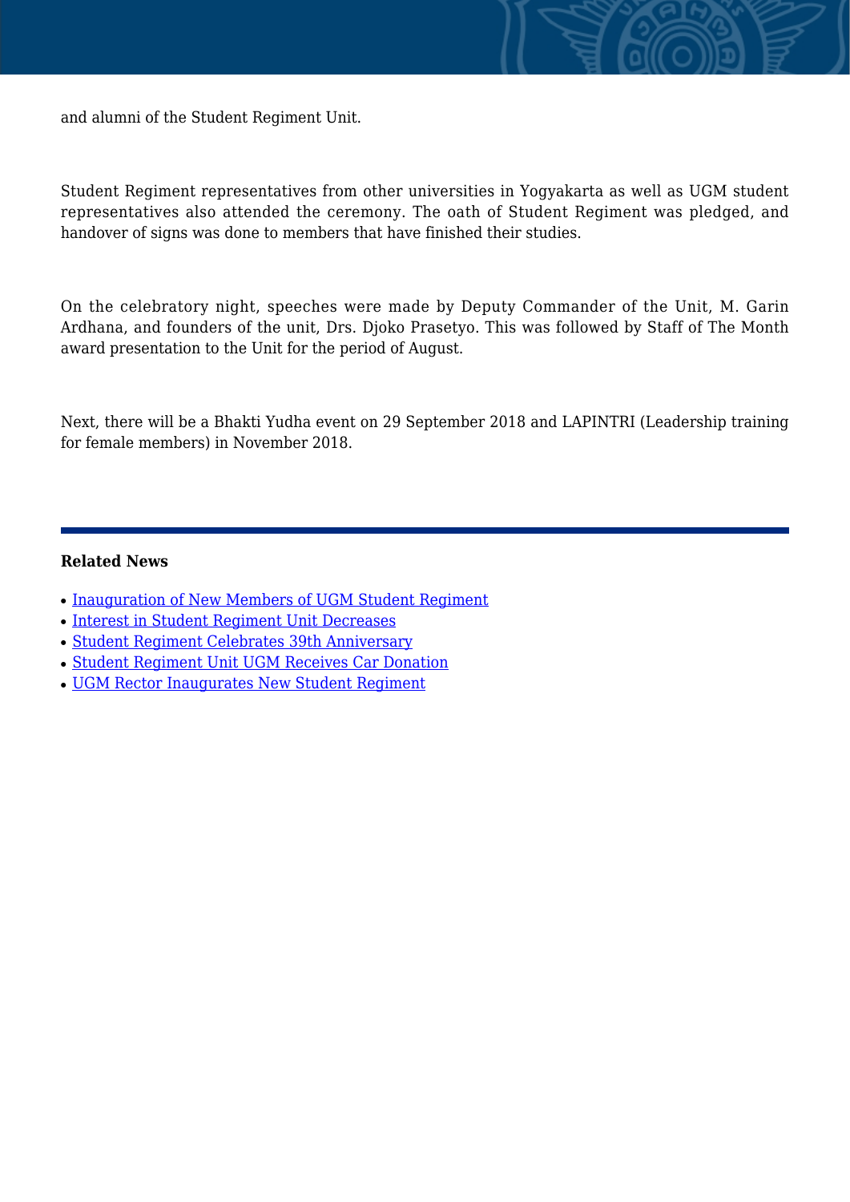and alumni of the Student Regiment Unit.

Student Regiment representatives from other universities in Yogyakarta as well as UGM student representatives also attended the ceremony. The oath of Student Regiment was pledged, and handover of signs was done to members that have finished their studies.

On the celebratory night, speeches were made by Deputy Commander of the Unit, M. Garin Ardhana, and founders of the unit, Drs. Djoko Prasetyo. This was followed by Staff of The Month award presentation to the Unit for the period of August.

Next, there will be a Bhakti Yudha event on 29 September 2018 and LAPINTRI (Leadership training for female members) in November 2018.

---

**Related News**

- Inauguration of New Members of UGM Student Regiment
- Interest in Student Regiment Unit Decreases
- Student Regiment Celebrates 39th Anniversary
- Student Regiment Unit UGM Receives Car Donation
- UGM Rector Inaugurates New Student Regiment